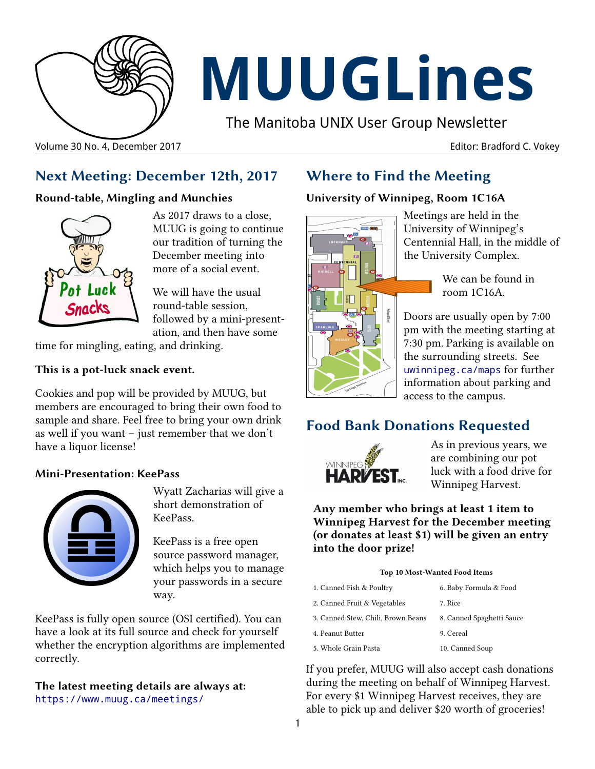# MUUGLines

The Manitoba UNIX User Group Newsletter

Volume 30 No. 4, December 2017 — Editor: Bradford C. Vokey

## Next Meeting: December 12th, 2017

### Round-table, Mingling and Munchies

As 2017 draws to a close, MUUG is going to continue our tradition of turning the December meeting into more of a social event.

We will have the usual round-table session, followed by a mini-presentation, and then have some time for mingling, eating, and drinking.

**This is a pot-luck snack event.**

Cookies and pop will be provided by MUUG, but members are encouraged to bring their own food to sample and share. Feel free to bring your own drink as well if you want – just remember that we don't have a liquor license!

### Mini-Presentation: KeePass

Wyatt Zacharias will give a short demonstration of KeePass.

KeePass is a free open source password manager, which helps you to manage your passwords in a secure way.

KeePass is fully open source (OSI certified). You can have a look at its full source and check for yourself whether the encryption algorithms are implemented correctly.

**The latest meeting details are always at:**
`https://www.muug.ca/meetings/`

## Where to Find the Meeting

### University of Winnipeg, Room 1C16A

Meetings are held in the University of Winnipeg's Centennial Hall, in the middle of the University Complex.

We can be found in room 1C16A.

Doors are usually open by 7:00 pm with the meeting starting at 7:30 pm. Parking is available on the surrounding streets. See `uwinnipeg.ca/maps` for further information about parking and access to the campus.

## Food Bank Donations Requested

As in previous years, we are combining our pot luck with a food drive for Winnipeg Harvest.

**Any member who brings at least 1 item to Winnipeg Harvest for the December meeting (or donates at least $1) will be given an entry into the door prize!**

**Top 10 Most-Wanted Food Items**

| | |
|---|---|
| 1. Canned Fish & Poultry | 6. Baby Formula & Food |
| 2. Canned Fruit & Vegetables | 7. Rice |
| 3. Canned Stew, Chili, Brown Beans | 8. Canned Spaghetti Sauce |
| 4. Peanut Butter | 9. Cereal |
| 5. Whole Grain Pasta | 10. Canned Soup |

If you prefer, MUUG will also accept cash donations during the meeting on behalf of Winnipeg Harvest. For every $1 Winnipeg Harvest receives, they are able to pick up and deliver $20 worth of groceries!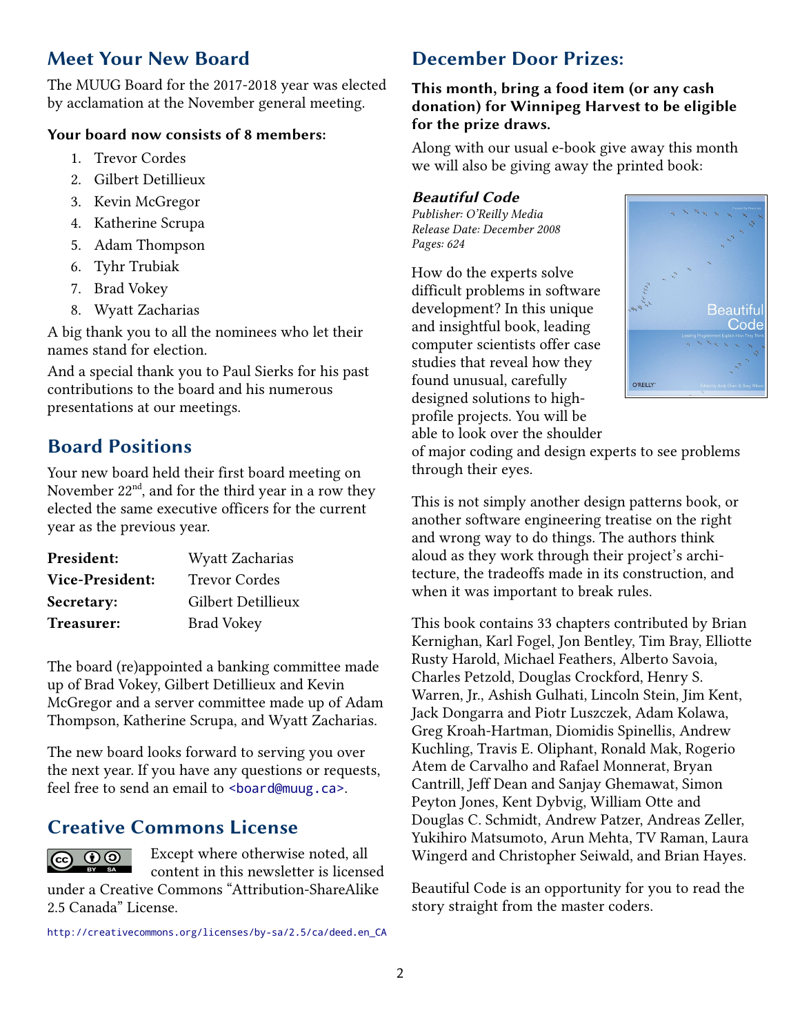## Meet Your New Board

The MUUG Board for the 2017-2018 year was elected by acclamation at the November general meeting.

**Your board now consists of 8 members:**

1. Trevor Cordes
2. Gilbert Detillieux
3. Kevin McGregor
4. Katherine Scrupa
5. Adam Thompson
6. Tyhr Trubiak
7. Brad Vokey
8. Wyatt Zacharias

A big thank you to all the nominees who let their names stand for election.

And a special thank you to Paul Sierks for his past contributions to the board and his numerous presentations at our meetings.

## Board Positions

Your new board held their first board meeting on November 22nd, and for the third year in a row they elected the same executive officers for the current year as the previous year.

| | |
|---|---|
| **President:** | Wyatt Zacharias |
| **Vice-President:** | Trevor Cordes |
| **Secretary:** | Gilbert Detillieux |
| **Treasurer:** | Brad Vokey |

The board (re)appointed a banking committee made up of Brad Vokey, Gilbert Detillieux and Kevin McGregor and a server committee made up of Adam Thompson, Katherine Scrupa, and Wyatt Zacharias.

The new board looks forward to serving you over the next year. If you have any questions or requests, feel free to send an email to <board@muug.ca>.

## Creative Commons License

Except where otherwise noted, all content in this newsletter is licensed under a Creative Commons "Attribution-ShareAlike 2.5 Canada" License.

http://creativecommons.org/licenses/by-sa/2.5/ca/deed.en_CA

## December Door Prizes:

**This month, bring a food item (or any cash donation) for Winnipeg Harvest to be eligible for the prize draws.**

Along with our usual e-book give away this month we will also be giving away the printed book:

***Beautiful Code***
*Publisher: O'Reilly Media*
*Release Date: December 2008*
*Pages: 624*

How do the experts solve difficult problems in software development? In this unique and insightful book, leading computer scientists offer case studies that reveal how they found unusual, carefully designed solutions to high-profile projects. You will be able to look over the shoulder of major coding and design experts to see problems through their eyes.

This is not simply another design patterns book, or another software engineering treatise on the right and wrong way to do things. The authors think aloud as they work through their project's architecture, the tradeoffs made in its construction, and when it was important to break rules.

This book contains 33 chapters contributed by Brian Kernighan, Karl Fogel, Jon Bentley, Tim Bray, Elliotte Rusty Harold, Michael Feathers, Alberto Savoia, Charles Petzold, Douglas Crockford, Henry S. Warren, Jr., Ashish Gulhati, Lincoln Stein, Jim Kent, Jack Dongarra and Piotr Luszczek, Adam Kolawa, Greg Kroah-Hartman, Diomidis Spinellis, Andrew Kuchling, Travis E. Oliphant, Ronald Mak, Rogerio Atem de Carvalho and Rafael Monnerat, Bryan Cantrill, Jeff Dean and Sanjay Ghemawat, Simon Peyton Jones, Kent Dybvig, William Otte and Douglas C. Schmidt, Andrew Patzer, Andreas Zeller, Yukihiro Matsumoto, Arun Mehta, TV Raman, Laura Wingerd and Christopher Seiwald, and Brian Hayes.

Beautiful Code is an opportunity for you to read the story straight from the master coders.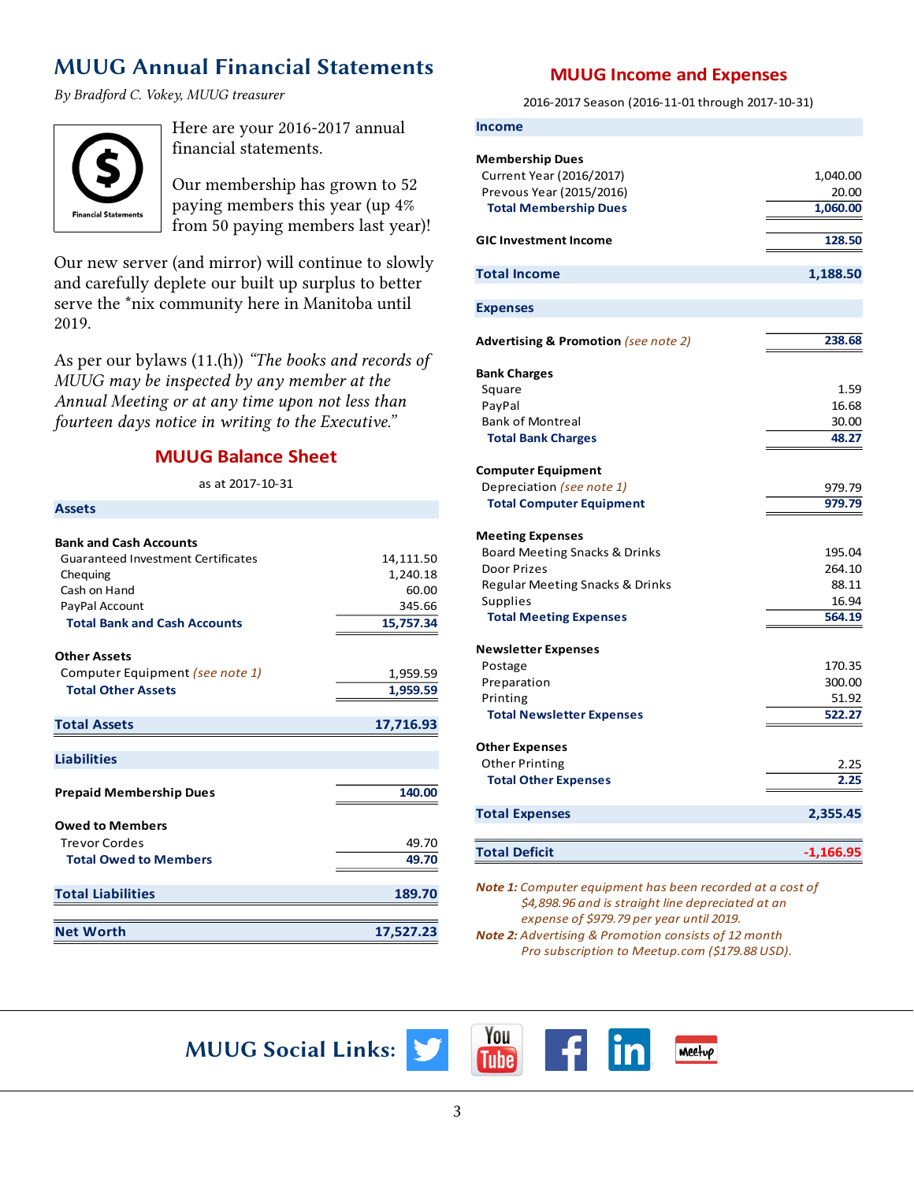# MUUG Annual Financial Statements

*By Bradford C. Vokey, MUUG treasurer*

Here are your 2016-2017 annual financial statements.

Our membership has grown to 52 paying members this year (up 4% from 50 paying members last year)!

Our new server (and mirror) will continue to slowly and carefully deplete our built up surplus to better serve the *nix community here in Manitoba until 2019.

As per our bylaws (11.(h)) *"The books and records of MUUG may be inspected by any member at the Annual Meeting or at any time upon not less than fourteen days notice in writing to the Executive."*

## MUUG Balance Sheet

as at 2017-10-31

| | |
|---|---|
| **Assets** | |
| **Bank and Cash Accounts** | |
| Guaranteed Investment Certificates | 14,111.50 |
| Chequing | 1,240.18 |
| Cash on Hand | 60.00 |
| PayPal Account | 345.66 |
| **Total Bank and Cash Accounts** | **15,757.34** |
| **Other Assets** | |
| Computer Equipment *(see note 1)* | 1,959.59 |
| **Total Other Assets** | **1,959.59** |
| **Total Assets** | **17,716.93** |
| **Liabilities** | |
| **Prepaid Membership Dues** | **140.00** |
| **Owed to Members** | |
| Trevor Cordes | 49.70 |
| **Total Owed to Members** | **49.70** |
| **Total Liabilities** | **189.70** |
| **Net Worth** | **17,527.23** |

## MUUG Income and Expenses

2016-2017 Season (2016-11-01 through 2017-10-31)

| | |
|---|---|
| **Income** | |
| **Membership Dues** | |
| Current Year (2016/2017) | 1,040.00 |
| Prevous Year (2015/2016) | 20.00 |
| **Total Membership Dues** | **1,060.00** |
| **GIC Investment Income** | **128.50** |
| **Total Income** | **1,188.50** |
| **Expenses** | |
| **Advertising & Promotion** *(see note 2)* | **238.68** |
| **Bank Charges** | |
| Square | 1.59 |
| PayPal | 16.68 |
| Bank of Montreal | 30.00 |
| **Total Bank Charges** | **48.27** |
| **Computer Equipment** | |
| Depreciation *(see note 1)* | 979.79 |
| **Total Computer Equipment** | **979.79** |
| **Meeting Expenses** | |
| Board Meeting Snacks & Drinks | 195.04 |
| Door Prizes | 264.10 |
| Regular Meeting Snacks & Drinks | 88.11 |
| Supplies | 16.94 |
| **Total Meeting Expenses** | **564.19** |
| **Newsletter Expenses** | |
| Postage | 170.35 |
| Preparation | 300.00 |
| Printing | 51.92 |
| **Total Newsletter Expenses** | **522.27** |
| **Other Expenses** | |
| Other Printing | 2.25 |
| **Total Other Expenses** | **2.25** |
| **Total Expenses** | **2,355.45** |
| **Total Deficit** | **-1,166.95** |

***Note 1:*** *Computer equipment has been recorded at a cost of $4,898.96 and is straight line depreciated at an expense of $979.79 per year until 2019.*

***Note 2:*** *Advertising & Promotion consists of 12 month Pro subscription to Meetup.com ($179.88 USD).*

**MUUG Social Links:**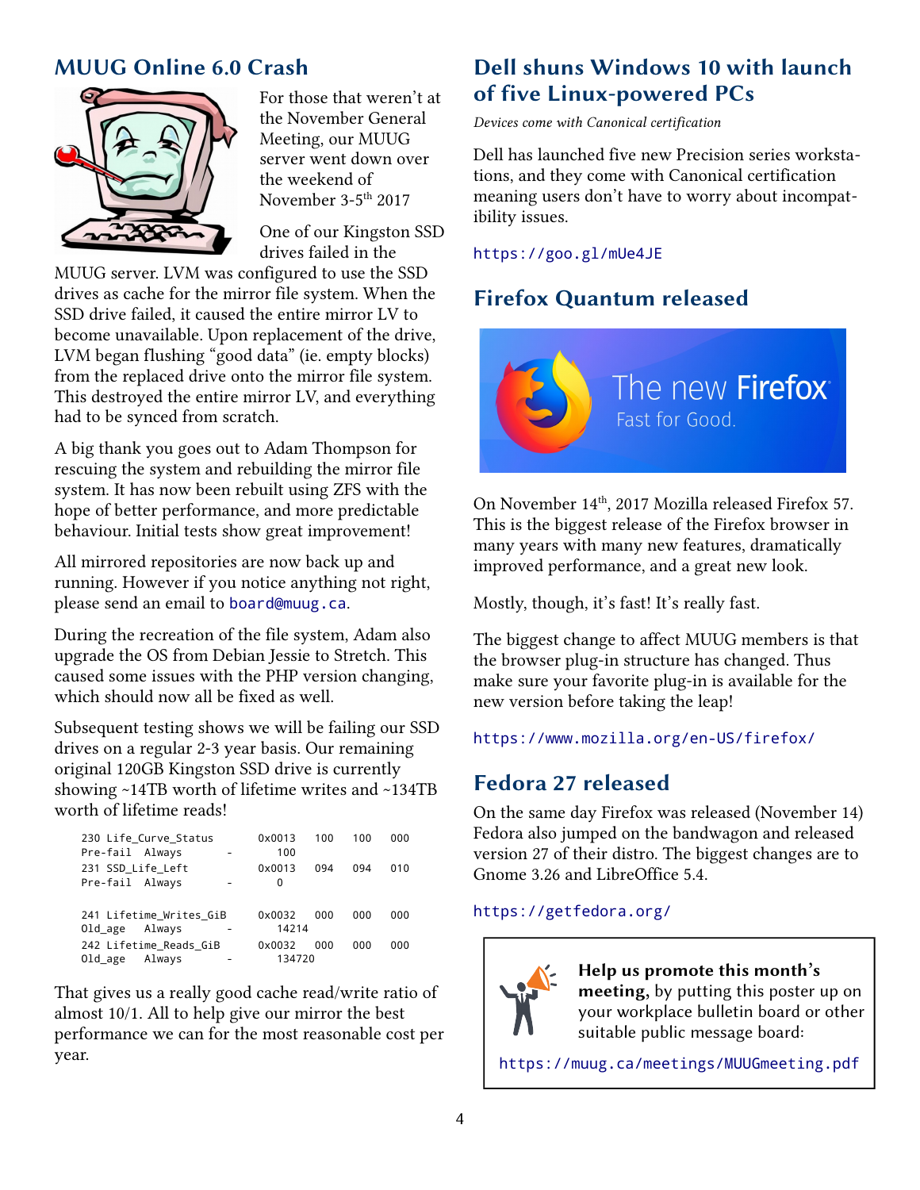## MUUG Online 6.0 Crash

For those that weren't at the November General Meeting, our MUUG server went down over the weekend of November 3-5th 2017

One of our Kingston SSD drives failed in the MUUG server. LVM was configured to use the SSD drives as cache for the mirror file system. When the SSD drive failed, it caused the entire mirror LV to become unavailable. Upon replacement of the drive, LVM began flushing "good data" (ie. empty blocks) from the replaced drive onto the mirror file system. This destroyed the entire mirror LV, and everything had to be synced from scratch.

A big thank you goes out to Adam Thompson for rescuing the system and rebuilding the mirror file system. It has now been rebuilt using ZFS with the hope of better performance, and more predictable behaviour. Initial tests show great improvement!

All mirrored repositories are now back up and running. However if you notice anything not right, please send an email to board@muug.ca.

During the recreation of the file system, Adam also upgrade the OS from Debian Jessie to Stretch. This caused some issues with the PHP version changing, which should now all be fixed as well.

Subsequent testing shows we will be failing our SSD drives on a regular 2-3 year basis. Our remaining original 120GB Kingston SSD drive is currently showing ~14TB worth of lifetime writes and ~134TB worth of lifetime reads!

```
230 Life_Curve_Status       0x0013   100   100   000
Pre-fail  Always       -       100
231 SSD_Life_Left           0x0013   094   094   010
Pre-fail  Always       -       0

241 Lifetime_Writes_GiB     0x0032   000   000   000
Old_age   Always       -       14214
242 Lifetime_Reads_GiB      0x0032   000   000   000
Old_age   Always       -       134720
```

That gives us a really good cache read/write ratio of almost 10/1. All to help give our mirror the best performance we can for the most reasonable cost per year.

## Dell shuns Windows 10 with launch of five Linux-powered PCs

*Devices come with Canonical certification*

Dell has launched five new Precision series workstations, and they come with Canonical certification meaning users don't have to worry about incompatibility issues.

https://goo.gl/mUe4JE

## Firefox Quantum released

The new Firefox
Fast for Good.

On November 14th, 2017 Mozilla released Firefox 57. This is the biggest release of the Firefox browser in many years with many new features, dramatically improved performance, and a great new look.

Mostly, though, it's fast! It's really fast.

The biggest change to affect MUUG members is that the browser plug-in structure has changed. Thus make sure your favorite plug-in is available for the new version before taking the leap!

https://www.mozilla.org/en-US/firefox/

## Fedora 27 released

On the same day Firefox was released (November 14) Fedora also jumped on the bandwagon and released version 27 of their distro. The biggest changes are to Gnome 3.26 and LibreOffice 5.4.

https://getfedora.org/

**Help us promote this month's meeting,** by putting this poster up on your workplace bulletin board or other suitable public message board:

https://muug.ca/meetings/MUUGmeeting.pdf